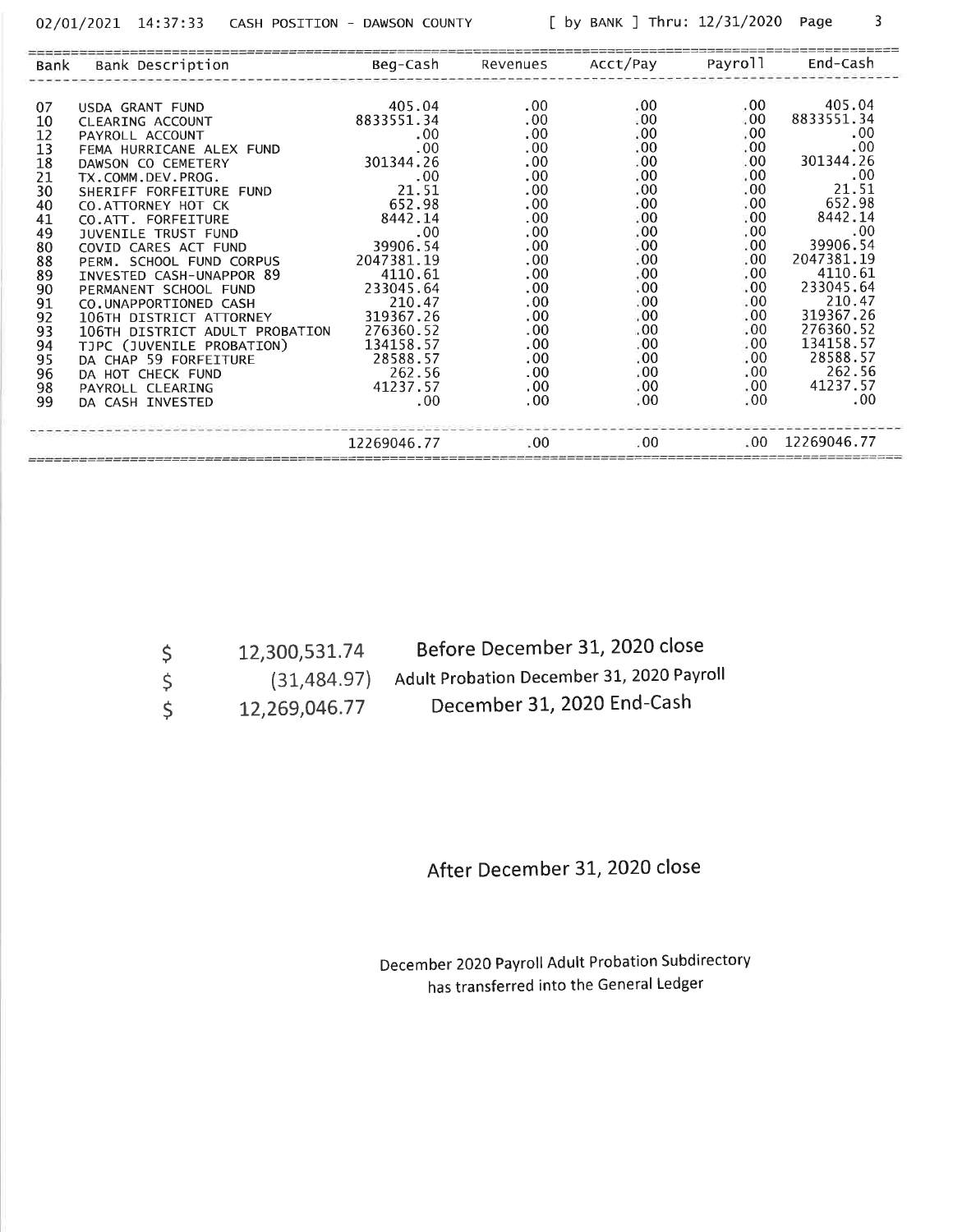02/01/2021 14:37:33 CASH POSITION - DAWSON COUNTY [ by BANK ] Thru: 12/31/2020

| Bank | Bank Description | Beg-Cash | Revenues | Acct/Pay | Payroll | End-Cash |
|---|---|---|---|---|---|---|
| 07 | USDA GRANT FUND | 405.04 | .00 | .00 | .00 | 405.04 |
| 10 | CLEARING ACCOUNT | 8833551.34 | .00 | .00 | .00 | 8833551.34 |
| 12 | PAYROLL ACCOUNT | .00 | .00 | .00 | .00 | .00 |
| 13 | FEMA HURRICANE ALEX FUND | .00 | .00 | .00 | .00 | .00 |
| 18 | DAWSON CO CEMETERY | 301344.26 | .00 | .00 | .00 | 301344.26 |
| 21 | TX.COMM.DEV.PROG. | .00 | .00 | .00 | .00 | .00 |
| 30 | SHERIFF FORFEITURE FUND | 21.51 | .00 | .00 | .00 | 21.51 |
| 40 | CO.ATTORNEY HOT CK | 652.98 | .00 | .00 | .00 | 652.98 |
| 41 | CO.ATT. FORFEITURE | 8442.14 | .00 | .00 | .00 | 8442.14 |
| 49 | JUVENILE TRUST FUND | .00 | .00 | .00 | .00 | .00 |
| 80 | COVID CARES ACT FUND | 39906.54 | .00 | .00 | .00 | 39906.54 |
| 88 | PERM. SCHOOL FUND CORPUS | 2047381.19 | .00 | .00 | .00 | 2047381.19 |
| 89 | INVESTED CASH-UNAPPOR 89 | 4110.61 | .00 | .00 | .00 | 4110.61 |
| 90 | PERMANENT SCHOOL FUND | 233045.64 | .00 | .00 | .00 | 233045.64 |
| 91 | CO.UNAPPORTIONED CASH | 210.47 | .00 | .00 | .00 | 210.47 |
| 92 | 106TH DISTRICT ATTORNEY | 319367.26 | .00 | .00 | .00 | 319367.26 |
| 93 | 106TH DISTRICT ADULT PROBATION | 276360.52 | .00 | .00 | .00 | 276360.52 |
| 94 | TJPC (JUVENILE PROBATION) | 134158.57 | .00 | .00 | .00 | 134158.57 |
| 95 | DA CHAP 59 FORFEITURE | 28588.57 | .00 | .00 | .00 | 28588.57 |
| 96 | DA HOT CHECK FUND | 262.56 | .00 | .00 | .00 | 262.56 |
| 98 | PAYROLL CLEARING | 41237.57 | .00 | .00 | .00 | 41237.57 |
| 99 | DA CASH INVESTED | .00 | .00 | .00 | .00 | .00 |
| | | 12269046.77 | .00 | .00 | .00 | 12269046.77 |

| | | |
|---|---|---|
| $ | 12,300,531.74 | Before December 31, 2020 close |
| $ | (31,484.97) | Adult Probation December 31, 2020 Payroll |
| $ | 12,269,046.77 | December 31, 2020 End-Cash |

## After December 31, 2020 close

December 2020 Payroll Adult Probation Subdirectory has transferred into the General Ledger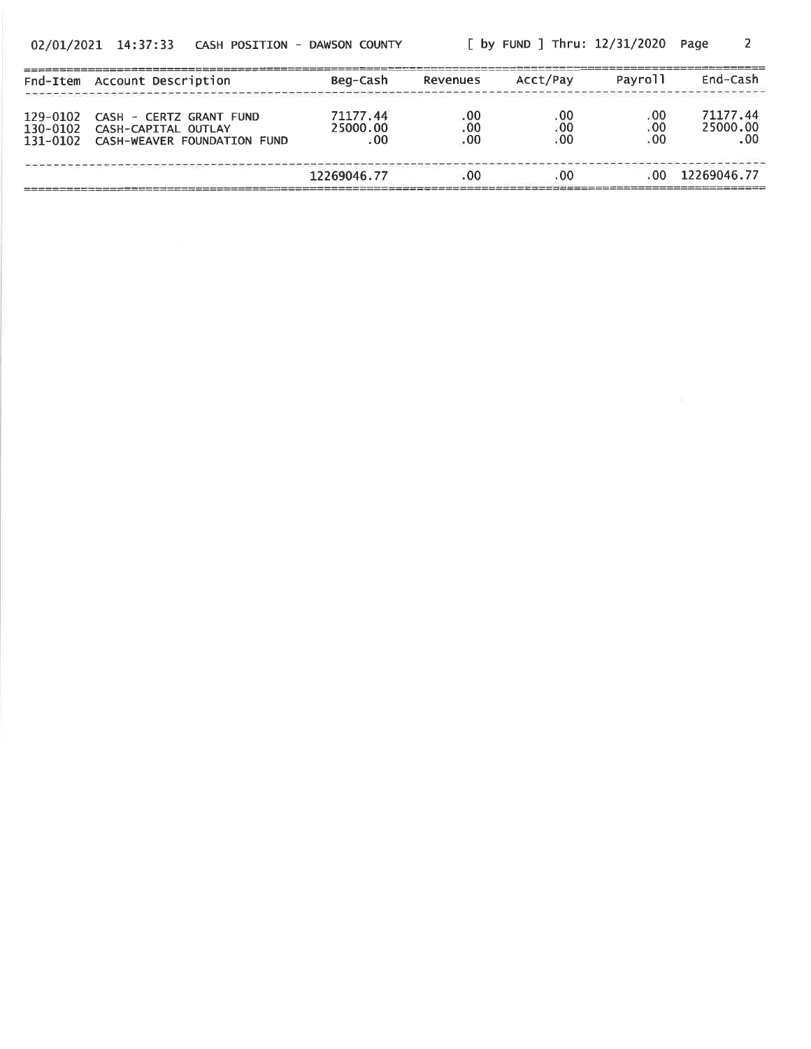02/01/2021 14:37:33 CASH POSITION - DAWSON COUNTY [ by FUND ] Thru: 12/31/2020

| Fnd-Item | Account Description | Beg-Cash | Revenues | Acct/Pay | Payroll | End-Cash |
|---|---|---|---|---|---|---|
| 129-0102 | CASH - CERTZ GRANT FUND | 71177.44 | .00 | .00 | .00 | 71177.44 |
| 130-0102 | CASH-CAPITAL OUTLAY | 25000.00 | .00 | .00 | .00 | 25000.00 |
| 131-0102 | CASH-WEAVER FOUNDATION FUND | .00 | .00 | .00 | .00 | .00 |
| | | 12269046.77 | .00 | .00 | .00 | 12269046.77 |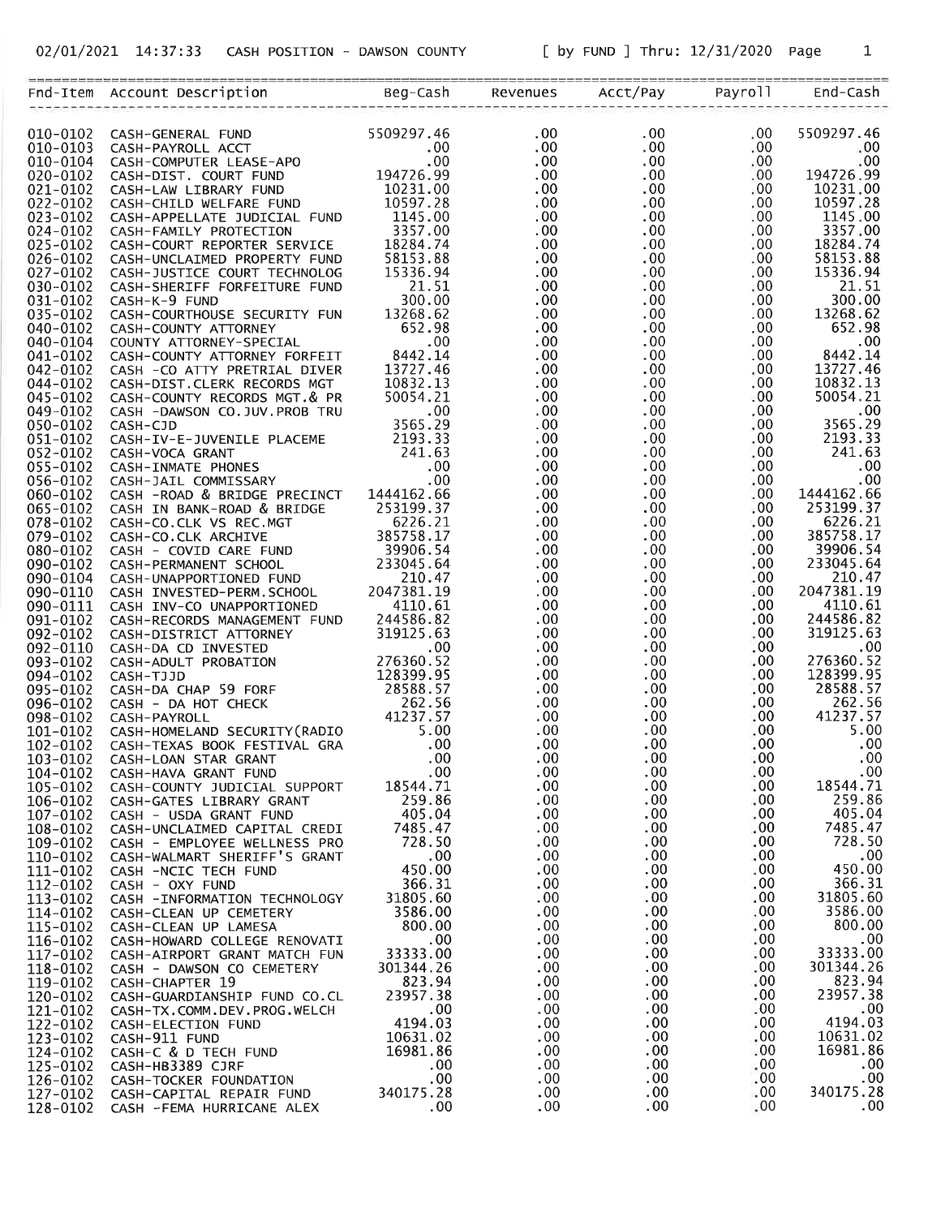02/01/2021 14:37:33 CASH POSITION - DAWSON COUNTY [ by FUND ] Thru: 12/31/2020

| Fnd-Item | Account Description | Beg-Cash | Revenues | Acct/Pay | Payroll | End-Cash |
|---|---|---|---|---|---|---|
| 010-0102 | CASH-GENERAL FUND | 5509297.46 | .00 | .00 | .00 | 5509297.46 |
| 010-0103 | CASH-PAYROLL ACCT | .00 | .00 | .00 | .00 | .00 |
| 010-0104 | CASH-COMPUTER LEASE-APO | .00 | .00 | .00 | .00 | .00 |
| 020-0102 | CASH-DIST. COURT FUND | 194726.99 | .00 | .00 | .00 | 194726.99 |
| 021-0102 | CASH-LAW LIBRARY FUND | 10231.00 | .00 | .00 | .00 | 10231.00 |
| 022-0102 | CASH-CHILD WELFARE FUND | 10597.28 | .00 | .00 | .00 | 10597.28 |
| 023-0102 | CASH-APPELLATE JUDICIAL FUND | 1145.00 | .00 | .00 | .00 | 1145.00 |
| 024-0102 | CASH-FAMILY PROTECTION | 3357.00 | .00 | .00 | .00 | 3357.00 |
| 025-0102 | CASH-COURT REPORTER SERVICE | 18284.74 | .00 | .00 | .00 | 18284.74 |
| 026-0102 | CASH-UNCLAIMED PROPERTY FUND | 58153.88 | .00 | .00 | .00 | 58153.88 |
| 027-0102 | CASH-JUSTICE COURT TECHNOLOG | 15336.94 | .00 | .00 | .00 | 15336.94 |
| 030-0102 | CASH-SHERIFF FORFEITURE FUND | 21.51 | .00 | .00 | .00 | 21.51 |
| 031-0102 | CASH-K-9 FUND | 300.00 | .00 | .00 | .00 | 300.00 |
| 035-0102 | CASH-COURTHOUSE SECURITY FUN | 13268.62 | .00 | .00 | .00 | 13268.62 |
| 040-0102 | CASH-COUNTY ATTORNEY | 652.98 | .00 | .00 | .00 | 652.98 |
| 040-0104 | COUNTY ATTORNEY-SPECIAL | .00 | .00 | .00 | .00 | .00 |
| 041-0102 | CASH-COUNTY ATTORNEY FORFEIT | 8442.14 | .00 | .00 | .00 | 8442.14 |
| 042-0102 | CASH -CO ATTY PRETRIAL DIVER | 13727.46 | .00 | .00 | .00 | 13727.46 |
| 044-0102 | CASH-DIST.CLERK RECORDS MGT | 10832.13 | .00 | .00 | .00 | 10832.13 |
| 045-0102 | CASH-COUNTY RECORDS MGT.& PR | 50054.21 | .00 | .00 | .00 | 50054.21 |
| 049-0102 | CASH -DAWSON CO.JUV.PROB TRU | .00 | .00 | .00 | .00 | .00 |
| 050-0102 | CASH-CJD | 3565.29 | .00 | .00 | .00 | 3565.29 |
| 051-0102 | CASH-IV-E-JUVENILE PLACEME | 2193.33 | .00 | .00 | .00 | 2193.33 |
| 052-0102 | CASH-VOCA GRANT | 241.63 | .00 | .00 | .00 | 241.63 |
| 055-0102 | CASH-INMATE PHONES | .00 | .00 | .00 | .00 | .00 |
| 056-0102 | CASH-JAIL COMMISSARY | .00 | .00 | .00 | .00 | .00 |
| 060-0102 | CASH -ROAD & BRIDGE PRECINCT | 1444162.66 | .00 | .00 | .00 | 1444162.66 |
| 065-0102 | CASH IN BANK-ROAD & BRIDGE | 253199.37 | .00 | .00 | .00 | 253199.37 |
| 078-0102 | CASH-CO.CLK VS REC.MGT | 6226.21 | .00 | .00 | .00 | 6226.21 |
| 079-0102 | CASH-CO.CLK ARCHIVE | 385758.17 | .00 | .00 | .00 | 385758.17 |
| 080-0102 | CASH - COVID CARE FUND | 39906.54 | .00 | .00 | .00 | 39906.54 |
| 090-0102 | CASH-PERMANENT SCHOOL | 233045.64 | .00 | .00 | .00 | 233045.64 |
| 090-0104 | CASH-UNAPPORTIONED FUND | 210.47 | .00 | .00 | .00 | 210.47 |
| 090-0110 | CASH INVESTED-PERM.SCHOOL | 2047381.19 | .00 | .00 | .00 | 2047381.19 |
| 090-0111 | CASH INV-CO UNAPPORTIONED | 4110.61 | .00 | .00 | .00 | 4110.61 |
| 091-0102 | CASH-RECORDS MANAGEMENT FUND | 244586.82 | .00 | .00 | .00 | 244586.82 |
| 092-0102 | CASH-DISTRICT ATTORNEY | 319125.63 | .00 | .00 | .00 | 319125.63 |
| 092-0110 | CASH-DA CD INVESTED | .00 | .00 | .00 | .00 | .00 |
| 093-0102 | CASH-ADULT PROBATION | 276360.52 | .00 | .00 | .00 | 276360.52 |
| 094-0102 | CASH-TJJD | 128399.95 | .00 | .00 | .00 | 128399.95 |
| 095-0102 | CASH-DA CHAP 59 FORF | 28588.57 | .00 | .00 | .00 | 28588.57 |
| 096-0102 | CASH - DA HOT CHECK | 262.56 | .00 | .00 | .00 | 262.56 |
| 098-0102 | CASH-PAYROLL | 41237.57 | .00 | .00 | .00 | 41237.57 |
| 101-0102 | CASH-HOMELAND SECURITY(RADIO | 5.00 | .00 | .00 | .00 | 5.00 |
| 102-0102 | CASH-TEXAS BOOK FESTIVAL GRA | .00 | .00 | .00 | .00 | .00 |
| 103-0102 | CASH-LOAN STAR GRANT | .00 | .00 | .00 | .00 | .00 |
| 104-0102 | CASH-HAVA GRANT FUND | .00 | .00 | .00 | .00 | .00 |
| 105-0102 | CASH-COUNTY JUDICIAL SUPPORT | 18544.71 | .00 | .00 | .00 | 18544.71 |
| 106-0102 | CASH-GATES LIBRARY GRANT | 259.86 | .00 | .00 | .00 | 259.86 |
| 107-0102 | CASH - USDA GRANT FUND | 405.04 | .00 | .00 | .00 | 405.04 |
| 108-0102 | CASH-UNCLAIMED CAPITAL CREDI | 7485.47 | .00 | .00 | .00 | 7485.47 |
| 109-0102 | CASH - EMPLOYEE WELLNESS PRO | 728.50 | .00 | .00 | .00 | 728.50 |
| 110-0102 | CASH-WALMART SHERIFF'S GRANT | .00 | .00 | .00 | .00 | .00 |
| 111-0102 | CASH -NCIC TECH FUND | 450.00 | .00 | .00 | .00 | 450.00 |
| 112-0102 | CASH - OXY FUND | 366.31 | .00 | .00 | .00 | 366.31 |
| 113-0102 | CASH -INFORMATION TECHNOLOGY | 31805.60 | .00 | .00 | .00 | 31805.60 |
| 114-0102 | CASH-CLEAN UP CEMETERY | 3586.00 | .00 | .00 | .00 | 3586.00 |
| 115-0102 | CASH-CLEAN UP LAMESA | 800.00 | .00 | .00 | .00 | 800.00 |
| 116-0102 | CASH-HOWARD COLLEGE RENOVATI | .00 | .00 | .00 | .00 | .00 |
| 117-0102 | CASH-AIRPORT GRANT MATCH FUN | 33333.00 | .00 | .00 | .00 | 33333.00 |
| 118-0102 | CASH - DAWSON CO CEMETERY | 301344.26 | .00 | .00 | .00 | 301344.26 |
| 119-0102 | CASH-CHAPTER 19 | 823.94 | .00 | .00 | .00 | 823.94 |
| 120-0102 | CASH-GUARDIANSHIP FUND CO.CL | 23957.38 | .00 | .00 | .00 | 23957.38 |
| 121-0102 | CASH-TX.COMM.DEV.PROG.WELCH | .00 | .00 | .00 | .00 | .00 |
| 122-0102 | CASH-ELECTION FUND | 4194.03 | .00 | .00 | .00 | 4194.03 |
| 123-0102 | CASH-911 FUND | 10631.02 | .00 | .00 | .00 | 10631.02 |
| 124-0102 | CASH-C & D TECH FUND | 16981.86 | .00 | .00 | .00 | 16981.86 |
| 125-0102 | CASH-HB3389 CJRF | .00 | .00 | .00 | .00 | .00 |
| 126-0102 | CASH-TOCKER FOUNDATION | .00 | .00 | .00 | .00 | .00 |
| 127-0102 | CASH-CAPITAL REPAIR FUND | 340175.28 | .00 | .00 | .00 | 340175.28 |
| 128-0102 | CASH -FEMA HURRICANE ALEX | .00 | .00 | .00 | .00 | .00 |